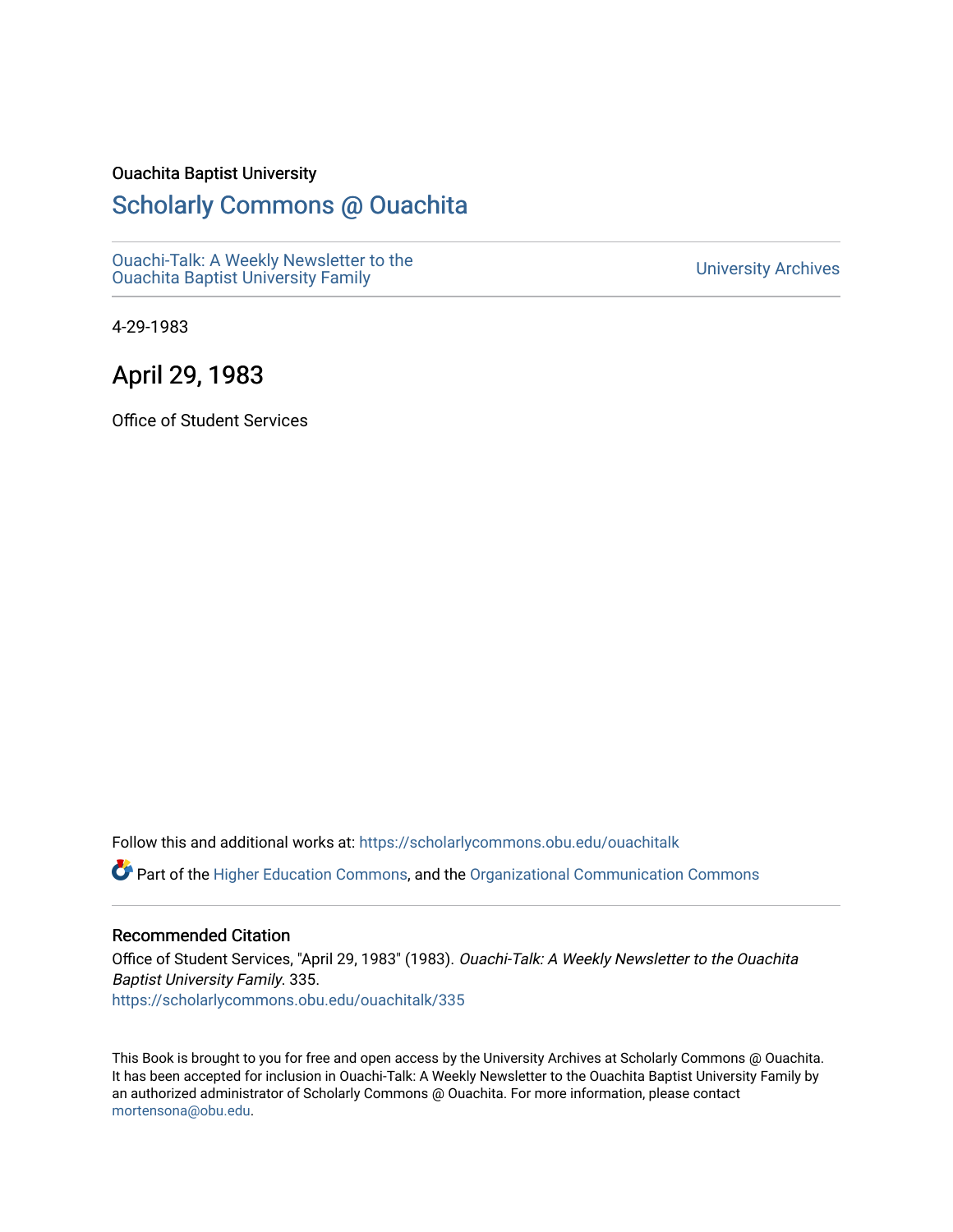Ouachita Baptist University

# Scholarly Commons @ Ouachita

Ouachi-Talk: A Weekly Newsletter to the Ouachita Baptist University Family

University Archives

4-29-1983

## April 29, 1983

Office of Student Services

Follow this and additional works at: https://scholarlycommons.obu.edu/ouachitalk

Part of the Higher Education Commons, and the Organizational Communication Commons

### Recommended Citation

Office of Student Services, "April 29, 1983" (1983). *Ouachi-Talk: A Weekly Newsletter to the Ouachita Baptist University Family*. 335.
https://scholarlycommons.obu.edu/ouachitalk/335

This Book is brought to you for free and open access by the University Archives at Scholarly Commons @ Ouachita. It has been accepted for inclusion in Ouachi-Talk: A Weekly Newsletter to the Ouachita Baptist University Family by an authorized administrator of Scholarly Commons @ Ouachita. For more information, please contact mortensona@obu.edu.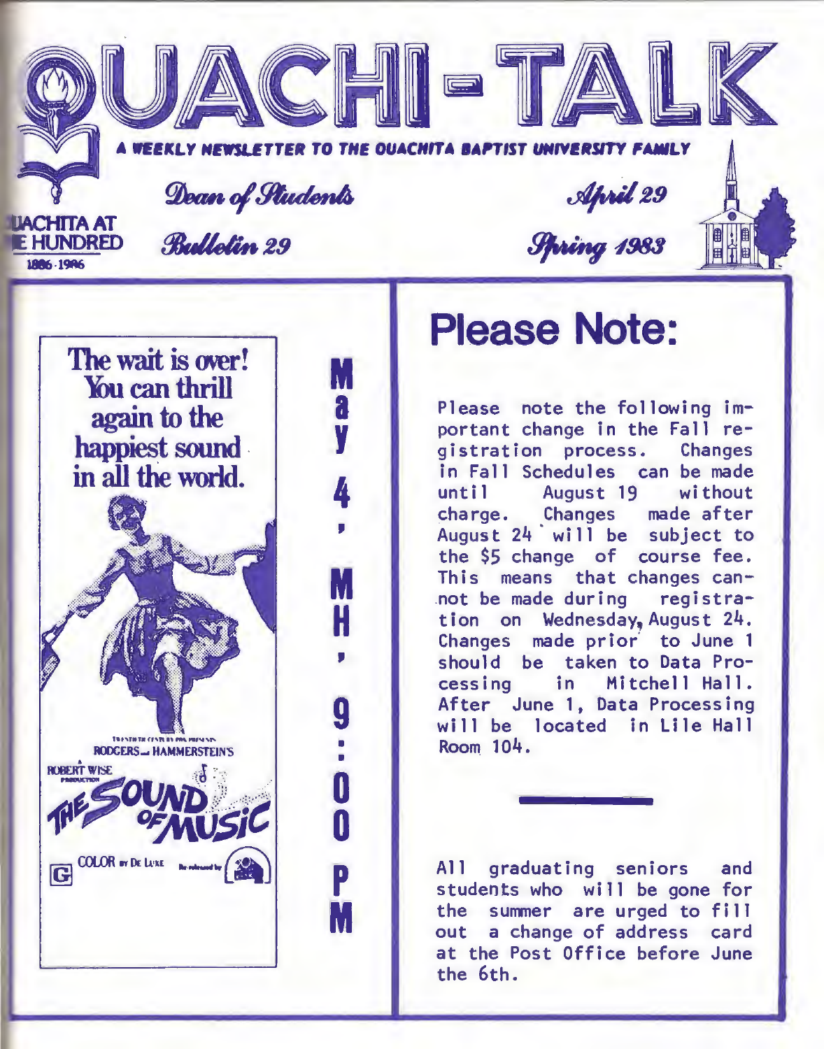# OUACHI-TALK

A WEEKLY NEWSLETTER TO THE OUACHITA BAPTIST UNIVERSITY FAMILY

OUACHITA AT ONE HUNDRED 1886-1986

*Dean of Students* — *April 29*

*Bulletin 29* — *Spring 1983*

The wait is over! You can thrill again to the happiest sound in all the world.

TWENTIETH CENTURY FOX PRESENTS RODGERS — HAMMERSTEIN'S

ROBERT WISE PRODUCTION

THE SOUND OF MUSIC

G — COLOR BY DE LUXE

May 4, MH, 9:00 PM

## Please Note:

Please note the following important change in the Fall registration process. Changes in Fall Schedules can be made until August 19 without charge. Changes made after August 24 will be subject to the $5 change of course fee. This means that changes cannot be made during registration on Wednesday, August 24. Changes made prior to June 1 should be taken to Data Processing in Mitchell Hall. After June 1, Data Processing will be located in Lile Hall Room 104.

---

All graduating seniors and students who will be gone for the summer are urged to fill out a change of address card at the Post Office before June the 6th.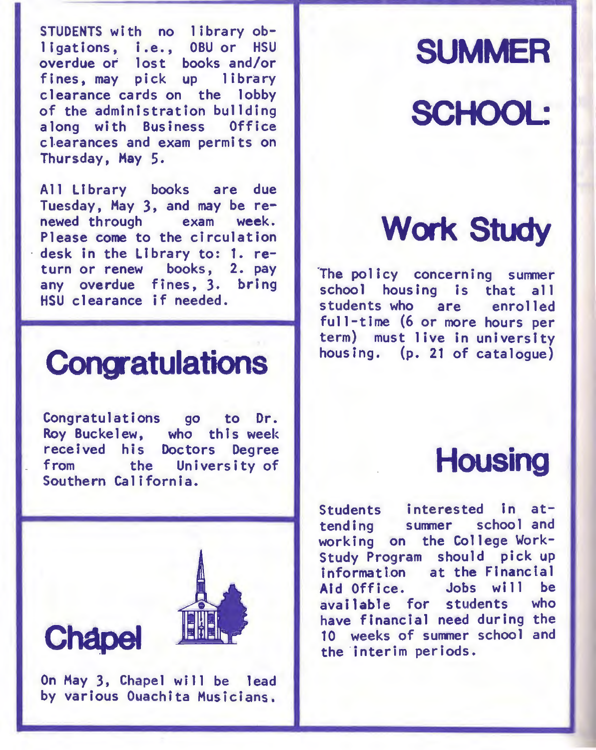STUDENTS with no library obligations, i.e., OBU or HSU overdue or lost books and/or fines, may pick up library clearance cards on the lobby of the administration building along with Business Office clearances and exam permits on Thursday, May 5.

All Library books are due Tuesday, May 3, and may be renewed through exam week. Please come to the circulation desk in the Library to: 1. return or renew books, 2. pay any overdue fines, 3. bring HSU clearance if needed.

# Congratulations

Congratulations go to Dr. Roy Buckelew, who this week received his Doctors Degree from the University of Southern California.

# Chapel

On May 3, Chapel will be lead by various Ouachita Musicians.

# SUMMER SCHOOL:

## Work Study

The policy concerning summer school housing is that all students who are enrolled full-time (6 or more hours per term) must live in university housing. (p. 21 of catalogue)

## Housing

Students interested in attending summer school and working on the College Work-Study Program should pick up information at the Financial Aid Office. Jobs will be available for students who have financial need during the 10 weeks of summer school and the interim periods.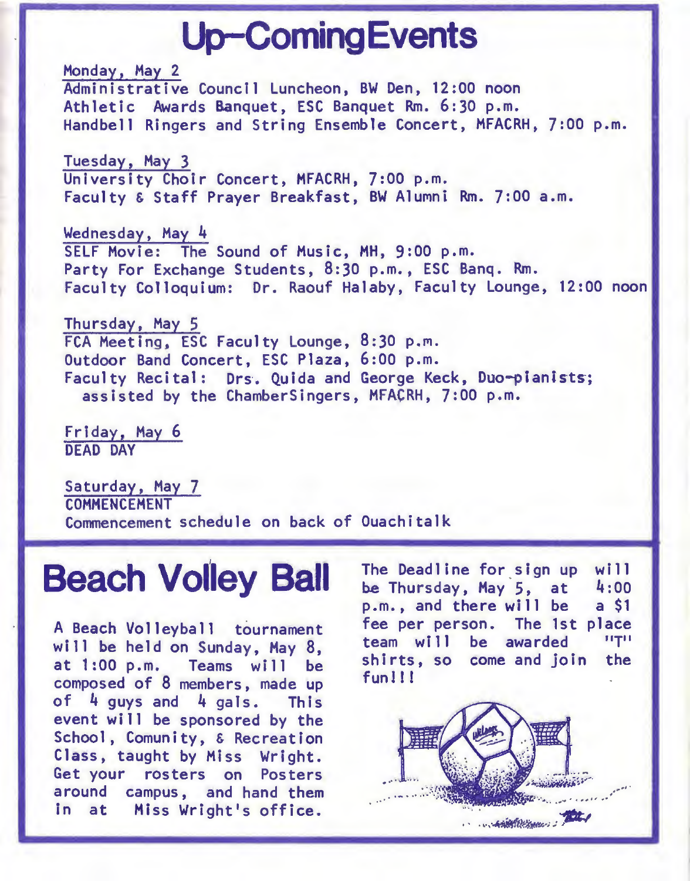# Up-Coming Events

Monday, May 2
Administrative Council Luncheon, BW Den, 12:00 noon
Athletic Awards Banquet, ESC Banquet Rm. 6:30 p.m.
Handbell Ringers and String Ensemble Concert, MFACRH, 7:00 p.m.

Tuesday, May 3
University Choir Concert, MFACRH, 7:00 p.m.
Faculty & Staff Prayer Breakfast, BW Alumni Rm. 7:00 a.m.

Wednesday, May 4
SELF Movie: The Sound of Music, MH, 9:00 p.m.
Party For Exchange Students, 8:30 p.m., ESC Banq. Rm.
Faculty Colloquium: Dr. Raouf Halaby, Faculty Lounge, 12:00 noon

Thursday, May 5
FCA Meeting, ESC Faculty Lounge, 8:30 p.m.
Outdoor Band Concert, ESC Plaza, 6:00 p.m.
Faculty Recital: Drs. Quida and George Keck, Duo-pianists; assisted by the ChamberSingers, MFACRH, 7:00 p.m.

Friday, May 6
DEAD DAY

Saturday, May 7
COMMENCEMENT
Commencement schedule on back of Ouachitalk

# Beach Volley Ball

A Beach Volleyball tournament will be held on Sunday, May 8, at 1:00 p.m. Teams will be composed of 8 members, made up of 4 guys and 4 gals. This event will be sponsored by the School, Comunity, & Recreation Class, taught by Miss Wright. Get your rosters on Posters around campus, and hand them in at Miss Wright's office.

The Deadline for sign up will be Thursday, May 5, at 4:00 p.m., and there will be a $1 fee per person. The 1st place team will be awarded "T" shirts, so come and join the fun!!!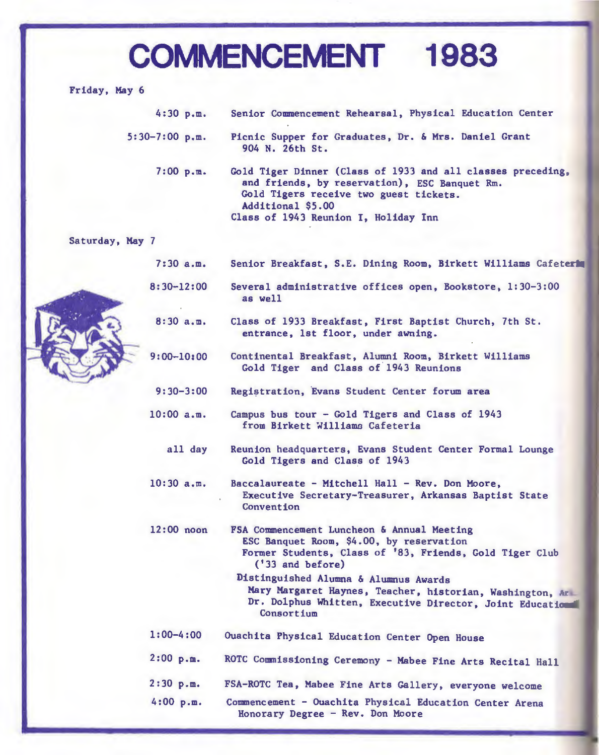# COMMENCEMENT 1983

Friday, May 6

| | |
|---|---|
| 4:30 p.m. | Senior Commencement Rehearsal, Physical Education Center |
| 5:30-7:00 p.m. | Picnic Supper for Graduates, Dr. & Mrs. Daniel Grant 904 N. 26th St. |
| 7:00 p.m. | Gold Tiger Dinner (Class of 1933 and all classes preceding, and friends, by reservation), ESC Banquet Rm. Gold Tigers receive two guest tickets. Additional $5.00<br>Class of 1943 Reunion I, Holiday Inn |

Saturday, May 7

| | |
|---|---|
| 7:30 a.m. | Senior Breakfast, S.E. Dining Room, Birkett Williams Cafeteria |
| 8:30-12:00 | Several administrative offices open, Bookstore, 1:30-3:00 as well |
| 8:30 a.m. | Class of 1933 Breakfast, First Baptist Church, 7th St. entrance, 1st floor, under awning. |
| 9:00-10:00 | Continental Breakfast, Alumni Room, Birkett Williams Gold Tiger and Class of 1943 Reunions |
| 9:30-3:00 | Registration, Evans Student Center forum area |
| 10:00 a.m. | Campus bus tour - Gold Tigers and Class of 1943 from Birkett Williams Cafeteria |
| all day | Reunion headquarters, Evans Student Center Formal Lounge Gold Tigers and Class of 1943 |
| 10:30 a.m. | Baccalaureate - Mitchell Hall - Rev. Don Moore, Executive Secretary-Treasurer, Arkansas Baptist State Convention |
| 12:00 noon | FSA Commencement Luncheon & Annual Meeting ESC Banquet Room, $4.00, by reservation Former Students, Class of '83, Friends, Gold Tiger Club ('33 and before)<br>Distinguished Alumna & Alumnus Awards<br>Mary Margaret Haynes, Teacher, historian, Washington, Ark.<br>Dr. Dolphus Whitten, Executive Director, Joint Educational Consortium |
| 1:00-4:00 | Ouachita Physical Education Center Open House |
| 2:00 p.m. | ROTC Commissioning Ceremony - Mabee Fine Arts Recital Hall |
| 2:30 p.m. | FSA-ROTC Tea, Mabee Fine Arts Gallery, everyone welcome |
| 4:00 p.m. | Commencement - Ouachita Physical Education Center Arena Honorary Degree - Rev. Don Moore |